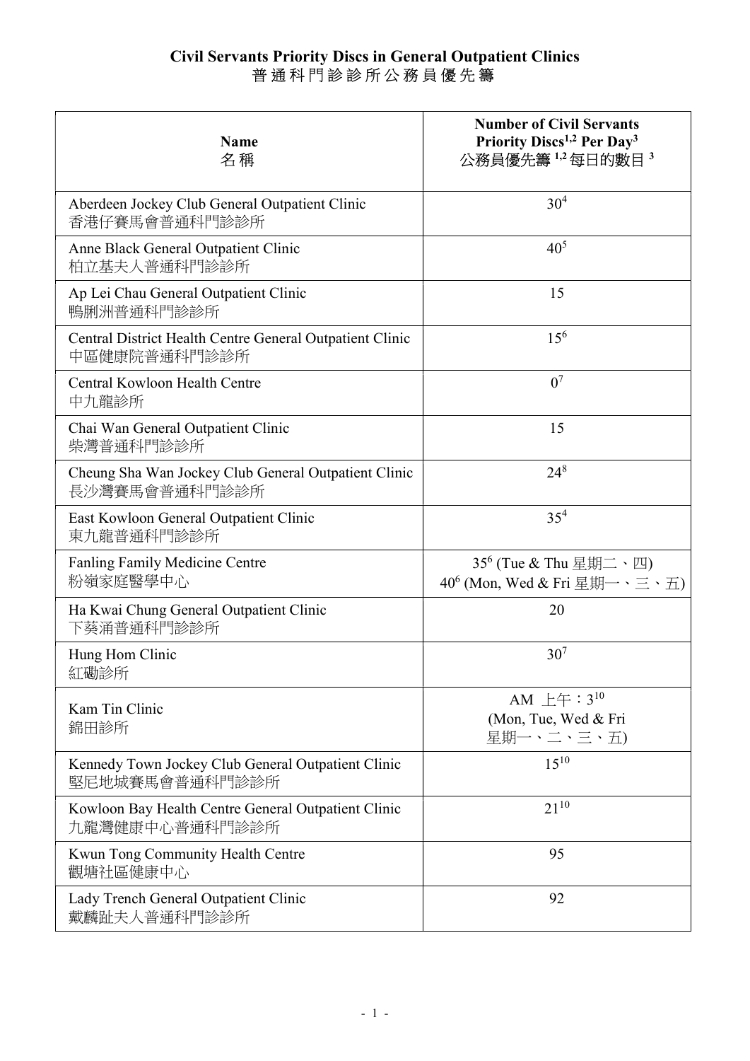# Civil Servants Priority Discs in General Outpatient Clinics
# 普 通 科 門 診 診 所 公 務 員 優 先 籌

| Name<br>名稱 | Number of Civil Servants Priority Discs[1,2] Per Day[3]<br>公務員優先籌 [1,2] 每日的數目 [3] |
|---|---|
| Aberdeen Jockey Club General Outpatient Clinic<br>香港仔賽馬會普通科門診診所 | 30[4] |
| Anne Black General Outpatient Clinic<br>柏立基夫人普通科門診診所 | 40[5] |
| Ap Lei Chau General Outpatient Clinic<br>鴨脷洲普通科門診診所 | 15 |
| Central District Health Centre General Outpatient Clinic<br>中區健康院普通科門診診所 | 15[6] |
| Central Kowloon Health Centre<br>中九龍診所 | 0[7] |
| Chai Wan General Outpatient Clinic<br>柴灣普通科門診診所 | 15 |
| Cheung Sha Wan Jockey Club General Outpatient Clinic<br>長沙灣賽馬會普通科門診診所 | 24[8] |
| East Kowloon General Outpatient Clinic<br>東九龍普通科門診診所 | 35[4] |
| Fanling Family Medicine Centre<br>粉嶺家庭醫學中心 | 35[6] (Tue & Thu 星期二、四)<br>40[6] (Mon, Wed & Fri 星期一、三、五) |
| Ha Kwai Chung General Outpatient Clinic<br>下葵涌普通科門診診所 | 20 |
| Hung Hom Clinic<br>紅磡診所 | 30[7] |
| Kam Tin Clinic<br>錦田診所 | AM 上午：3[10]<br>(Mon, Tue, Wed & Fri<br>星期一、二、三、五) |
| Kennedy Town Jockey Club General Outpatient Clinic<br>堅尼地城賽馬會普通科門診診所 | 15[10] |
| Kowloon Bay Health Centre General Outpatient Clinic<br>九龍灣健康中心普通科門診診所 | 21[10] |
| Kwun Tong Community Health Centre<br>觀塘社區健康中心 | 95 |
| Lady Trench General Outpatient Clinic<br>戴麟趾夫人普通科門診診所 | 92 |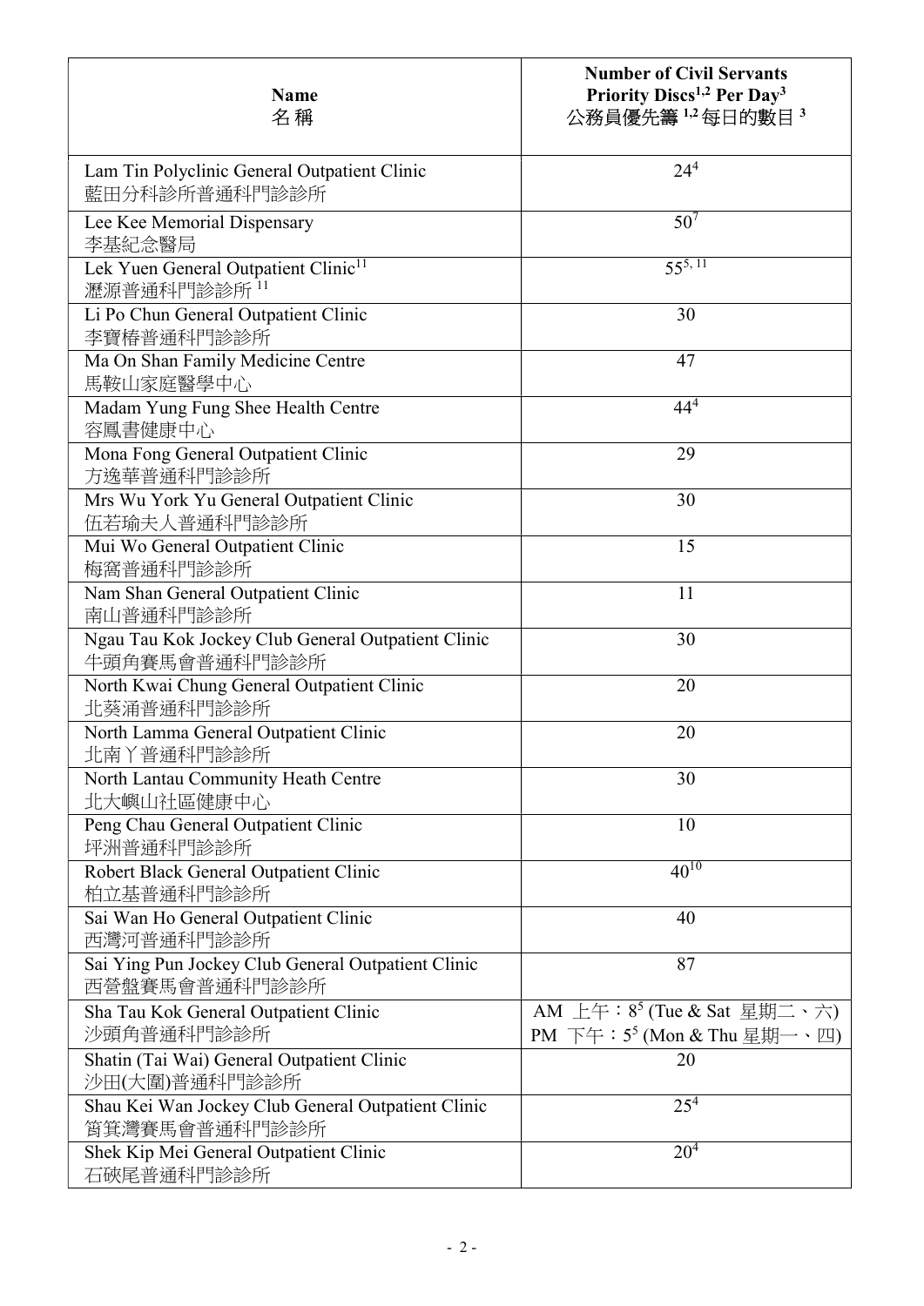| Name<br>名稱 | Number of Civil Servants Priority Discs[1,2] Per Day[3]<br>公務員優先籌 [1,2] 每日的數目 [3] |
| --- | --- |
| Lam Tin Polyclinic General Outpatient Clinic<br>藍田分科診所普通科門診診所 | 24[4] |
| Lee Kee Memorial Dispensary<br>李基紀念醫局 | 50[7] |
| Lek Yuen General Outpatient Clinic[11]<br>瀝源普通科門診診所 [11] | 55[5, 11] |
| Li Po Chun General Outpatient Clinic<br>李寶椿普通科門診診所 | 30 |
| Ma On Shan Family Medicine Centre<br>馬鞍山家庭醫學中心 | 47 |
| Madam Yung Fung Shee Health Centre<br>容鳳書健康中心 | 44[4] |
| Mona Fong General Outpatient Clinic<br>方逸華普通科門診診所 | 29 |
| Mrs Wu York Yu General Outpatient Clinic<br>伍若瑜夫人普通科門診診所 | 30 |
| Mui Wo General Outpatient Clinic<br>梅窩普通科門診診所 | 15 |
| Nam Shan General Outpatient Clinic<br>南山普通科門診診所 | 11 |
| Ngau Tau Kok Jockey Club General Outpatient Clinic<br>牛頭角賽馬會普通科門診診所 | 30 |
| North Kwai Chung General Outpatient Clinic<br>北葵涌普通科門診診所 | 20 |
| North Lamma General Outpatient Clinic<br>北南丫普通科門診診所 | 20 |
| North Lantau Community Heath Centre<br>北大嶼山社區健康中心 | 30 |
| Peng Chau General Outpatient Clinic<br>坪洲普通科門診診所 | 10 |
| Robert Black General Outpatient Clinic<br>柏立基普通科門診診所 | 40[10] |
| Sai Wan Ho General Outpatient Clinic<br>西灣河普通科門診診所 | 40 |
| Sai Ying Pun Jockey Club General Outpatient Clinic<br>西營盤賽馬會普通科門診診所 | 87 |
| Sha Tau Kok General Outpatient Clinic<br>沙頭角普通科門診診所 | AM 上午：8[5] (Tue & Sat 星期二、六)<br>PM 下午：5[5] (Mon & Thu 星期一、四) |
| Shatin (Tai Wai) General Outpatient Clinic<br>沙田(大圍)普通科門診診所 | 20 |
| Shau Kei Wan Jockey Club General Outpatient Clinic<br>筲箕灣賽馬會普通科門診診所 | 25[4] |
| Shek Kip Mei General Outpatient Clinic<br>石硤尾普通科門診診所 | 20[4] |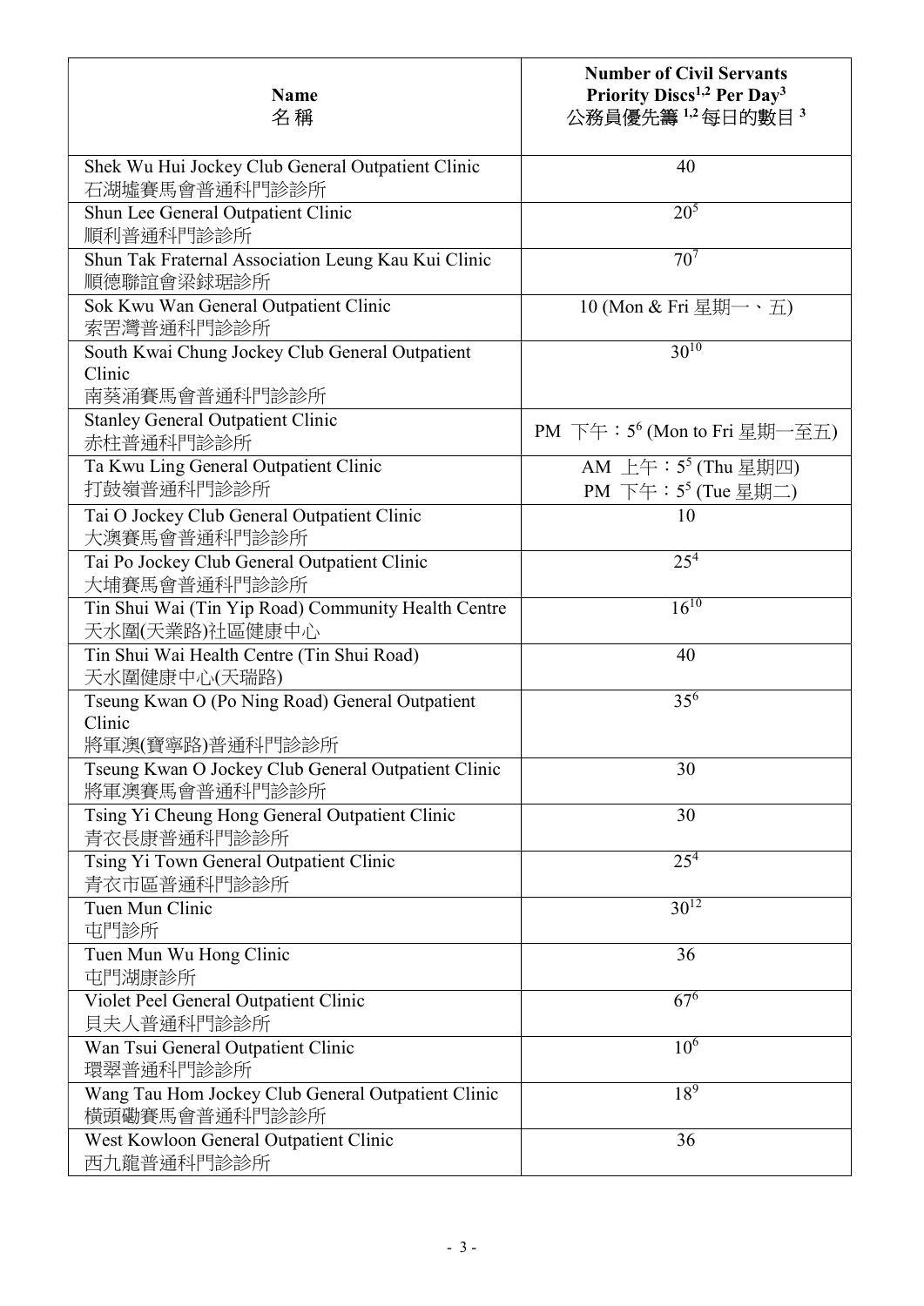| Name<br>名稱 | Number of Civil Servants Priority Discs[1,2] Per Day[3]<br>公務員優先籌[1,2]每日的數目[3] |
| --- | --- |
| Shek Wu Hui Jockey Club General Outpatient Clinic<br>石湖墟賽馬會普通科門診診所 | 40 |
| Shun Lee General Outpatient Clinic<br>順利普通科門診診所 | 20[5] |
| Shun Tak Fraternal Association Leung Kau Kui Clinic<br>順德聯誼會梁銶琚診所 | 70[7] |
| Sok Kwu Wan General Outpatient Clinic<br>索罟灣普通科門診診所 | 10 (Mon & Fri 星期一、五) |
| South Kwai Chung Jockey Club General Outpatient Clinic<br>南葵涌賽馬會普通科門診診所 | 30[10] |
| Stanley General Outpatient Clinic<br>赤柱普通科門診診所 | PM 下午：5[6] (Mon to Fri 星期一至五) |
| Ta Kwu Ling General Outpatient Clinic<br>打鼓嶺普通科門診診所 | AM 上午：5[5] (Thu 星期四)<br>PM 下午：5[5] (Tue 星期二) |
| Tai O Jockey Club General Outpatient Clinic<br>大澳賽馬會普通科門診診所 | 10 |
| Tai Po Jockey Club General Outpatient Clinic<br>大埔賽馬會普通科門診診所 | 25[4] |
| Tin Shui Wai (Tin Yip Road) Community Health Centre<br>天水圍(天業路)社區健康中心 | 16[10] |
| Tin Shui Wai Health Centre (Tin Shui Road)<br>天水圍健康中心(天瑞路) | 40 |
| Tseung Kwan O (Po Ning Road) General Outpatient Clinic<br>將軍澳(寶寧路)普通科門診診所 | 35[6] |
| Tseung Kwan O Jockey Club General Outpatient Clinic<br>將軍澳賽馬會普通科門診診所 | 30 |
| Tsing Yi Cheung Hong General Outpatient Clinic<br>青衣長康普通科門診診所 | 30 |
| Tsing Yi Town General Outpatient Clinic<br>青衣市區普通科門診診所 | 25[4] |
| Tuen Mun Clinic<br>屯門診所 | 30[12] |
| Tuen Mun Wu Hong Clinic<br>屯門湖康診所 | 36 |
| Violet Peel General Outpatient Clinic<br>貝夫人普通科門診診所 | 67[6] |
| Wan Tsui General Outpatient Clinic<br>環翠普通科門診診所 | 10[6] |
| Wang Tau Hom Jockey Club General Outpatient Clinic<br>橫頭磡賽馬會普通科門診診所 | 18[9] |
| West Kowloon General Outpatient Clinic<br>西九龍普通科門診診所 | 36 |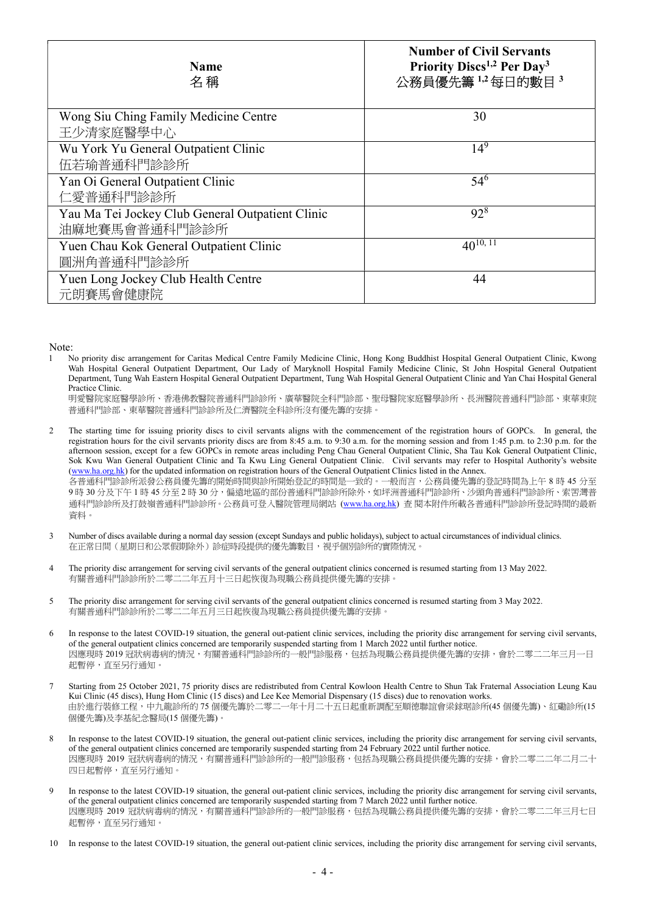| Name<br>名稱 | Number of Civil Servants Priority Discs[1,2] Per Day[3]<br>公務員優先籌 [1,2] 每日的數目 [3] |
|---|---|
| Wong Siu Ching Family Medicine Centre<br>王少清家庭醫學中心 | 30 |
| Wu York Yu General Outpatient Clinic<br>伍若瑜普通科門診診所 | 14[9] |
| Yan Oi General Outpatient Clinic<br>仁愛普通科門診診所 | 54[6] |
| Yau Ma Tei Jockey Club General Outpatient Clinic<br>油麻地賽馬會普通科門診診所 | 92[8] |
| Yuen Chau Kok General Outpatient Clinic<br>圓洲角普通科門診診所 | 40[10, 11] |
| Yuen Long Jockey Club Health Centre<br>元朗賽馬會健康院 | 44 |

Note:

1. No priority disc arrangement for Caritas Medical Centre Family Medicine Clinic, Hong Kong Buddhist Hospital General Outpatient Clinic, Kwong Wah Hospital General Outpatient Department, Our Lady of Maryknoll Hospital Family Medicine Clinic, St John Hospital General Outpatient Department, Tung Wah Eastern Hospital General Outpatient Department, Tung Wah Hospital General Outpatient Clinic and Yan Chai Hospital General Practice Clinic.
明愛醫院家庭醫學診所、香港佛教醫院普通科門診診所、廣華醫院全科門診部、聖母醫院家庭醫學診所、長洲醫院普通科門診部、東華東院普通科門診部、東華醫院普通科門診診所及仁濟醫院全科診所沒有優先籌的安排。

2. The starting time for issuing priority discs to civil servants aligns with the commencement of the registration hours of GOPCs. In general, the registration hours for the civil servants priority discs are from 8:45 a.m. to 9:30 a.m. for the morning session and from 1:45 p.m. to 2:30 p.m. for the afternoon session, except for a few GOPCs in remote areas including Peng Chau General Outpatient Clinic, Sha Tau Kok General Outpatient Clinic, Sok Kwu Wan General Outpatient Clinic and Ta Kwu Ling General Outpatient Clinic. Civil servants may refer to Hospital Authority's website (www.ha.org.hk) for the updated information on registration hours of the General Outpatient Clinics listed in the Annex.
各普通科門診診所派發公務員優先籌的開始時間與診所開始登記的時間是一致的。一般而言，公務員優先籌的登記時間為上午 8 時 45 分至 9 時 30 分及下午 1 時 45 分至 2 時 30 分，偏遠地區的部份普通科門診診所除外，如坪洲普通科門診診所、沙頭角普通科門診診所、索罟灣普通科門診診所及打鼓嶺普通科門診診所。公務員可登入醫院管理局網站 (www.ha.org.hk) 查閱本附件所載各普通科門診診所登記時間的最新資料。

3. Number of discs available during a normal day session (except Sundays and public holidays), subject to actual circumstances of individual clinics.
在正常日間（星期日和公眾假期除外）診症時段提供的優先籌數目，視乎個別診所的實際情況。

4. The priority disc arrangement for serving civil servants of the general outpatient clinics concerned is resumed starting from 13 May 2022.
有關普通科門診診所於二零二二年五月十三日起恢復為現職公務員提供優先籌的安排。

5. The priority disc arrangement for serving civil servants of the general outpatient clinics concerned is resumed starting from 3 May 2022.
有關普通科門診診所於二零二二年五月三日起恢復為現職公務員提供優先籌的安排。

6. In response to the latest COVID-19 situation, the general out-patient clinic services, including the priority disc arrangement for serving civil servants, of the general outpatient clinics concerned are temporarily suspended starting from 1 March 2022 until further notice.
因應現時 2019 冠狀病毒病的情況，有關普通科門診診所的一般門診服務，包括為現職公務員提供優先籌的安排，會於二零二二年三月一日起暫停，直至另行通知。

7. Starting from 25 October 2021, 75 priority discs are redistributed from Central Kowloon Health Centre to Shun Tak Fraternal Association Leung Kau Kui Clinic (45 discs), Hung Hom Clinic (15 discs) and Lee Kee Memorial Dispensary (15 discs) due to renovation works.
由於進行裝修工程，中九龍診所的 75 個優先籌於二零二一年十月二十五日起重新調配至順德聯誼會梁銶琚診所(45 個優先籌)、紅磡診所(15 個優先籌)及李基紀念醫局(15 個優先籌)。

8. In response to the latest COVID-19 situation, the general out-patient clinic services, including the priority disc arrangement for serving civil servants, of the general outpatient clinics concerned are temporarily suspended starting from 24 February 2022 until further notice.
因應現時 2019 冠狀病毒病的情況，有關普通科門診診所的一般門診服務，包括為現職公務員提供優先籌的安排，會於二零二二年二月二十四日起暫停，直至另行通知。

9. In response to the latest COVID-19 situation, the general out-patient clinic services, including the priority disc arrangement for serving civil servants, of the general outpatient clinics concerned are temporarily suspended starting from 7 March 2022 until further notice.
因應現時 2019 冠狀病毒病的情況，有關普通科門診診所的一般門診服務，包括為現職公務員提供優先籌的安排，會於二零二二年三月七日起暫停，直至另行通知。

10. In response to the latest COVID-19 situation, the general out-patient clinic services, including the priority disc arrangement for serving civil servants,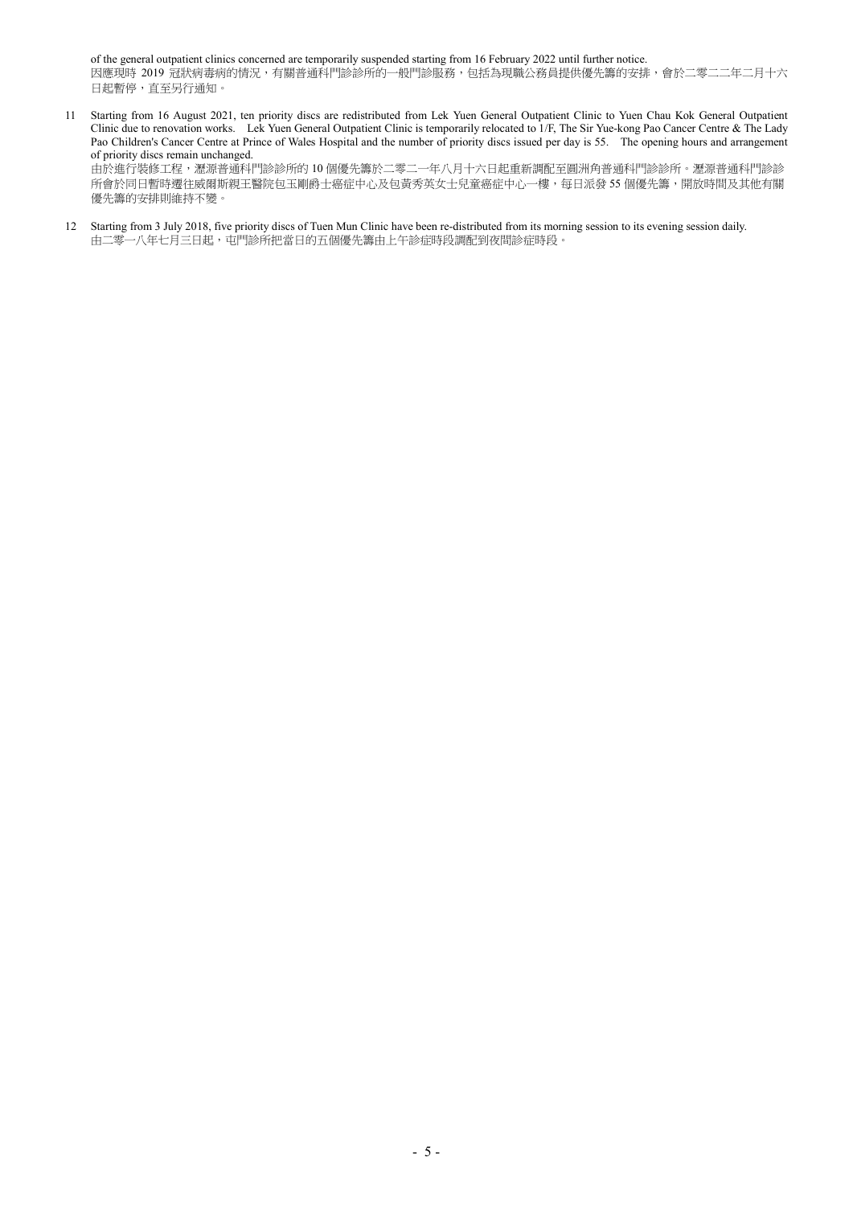of the general outpatient clinics concerned are temporarily suspended starting from 16 February 2022 until further notice.
因應現時 2019 冠狀病毒病的情況，有關普通科門診診所的一般門診服務，包括為現職公務員提供優先籌的安排，會於二零二二年二月十六日起暫停，直至另行通知。

11 Starting from 16 August 2021, ten priority discs are redistributed from Lek Yuen General Outpatient Clinic to Yuen Chau Kok General Outpatient Clinic due to renovation works. Lek Yuen General Outpatient Clinic is temporarily relocated to 1/F, The Sir Yue-kong Pao Cancer Centre & The Lady Pao Children's Cancer Centre at Prince of Wales Hospital and the number of priority discs issued per day is 55. The opening hours and arrangement of priority discs remain unchanged.
由於進行裝修工程，瀝源普通科門診診所的 10 個優先籌於二零二一年八月十六日起重新調配至圓洲角普通科門診診所。瀝源普通科門診診所會於同日暫時遷往威爾斯親王醫院包玉剛爵士癌症中心及包黃秀英女士兒童癌症中心一樓，每日派發 55 個優先籌，開放時間及其他有關優先籌的安排則維持不變。

12 Starting from 3 July 2018, five priority discs of Tuen Mun Clinic have been re-distributed from its morning session to its evening session daily.
由二零一八年七月三日起，屯門診所把當日的五個優先籌由上午診症時段調配到夜間診症時段。